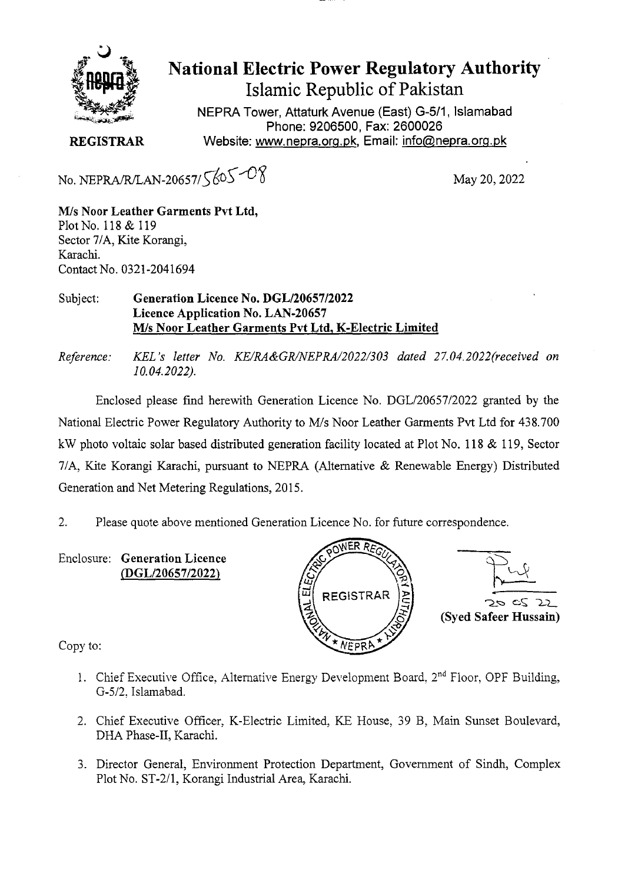# National Electric Power Regulatory Authority

## Islamic Republic of Pakistan

NEPRA Tower, Attaturk Avenue (East) G-5/1, Islamabad
Phone: 9206500, Fax: 2600026
Website: www.nepra.org.pk, Email: info@nepra.org.pk

**REGISTRAR**

No. NEPRA/R/LAN-20657/5605-08

May 20, 2022

**M/s Noor Leather Garments Pvt Ltd,**
Plot No. 118 & 119
Sector 7/A, Kite Korangi,
Karachi.
Contact No. 0321-2041694

Subject: **Generation Licence No. DGL/20657/2022**
**Licence Application No. LAN-20657**
**M/s Noor Leather Garments Pvt Ltd, K-Electric Limited**

*Reference: KEL's letter No. KE/RA&GR/NEPRA/2022/303 dated 27.04.2022(received on 10.04.2022).*

Enclosed please find herewith Generation Licence No. DGL/20657/2022 granted by the National Electric Power Regulatory Authority to M/s Noor Leather Garments Pvt Ltd for 438.700 kW photo voltaic solar based distributed generation facility located at Plot No. 118 & 119, Sector 7/A, Kite Korangi Karachi, pursuant to NEPRA (Alternative & Renewable Energy) Distributed Generation and Net Metering Regulations, 2015.

2. Please quote above mentioned Generation Licence No. for future correspondence.

Enclosure: **Generation Licence**
**(DGL/20657/2022)**

20 05 22
**(Syed Safeer Hussain)**

Copy to:

1. Chief Executive Office, Alternative Energy Development Board, 2nd Floor, OPF Building, G-5/2, Islamabad.
2. Chief Executive Officer, K-Electric Limited, KE House, 39 B, Main Sunset Boulevard, DHA Phase-II, Karachi.
3. Director General, Environment Protection Department, Government of Sindh, Complex Plot No. ST-2/1, Korangi Industrial Area, Karachi.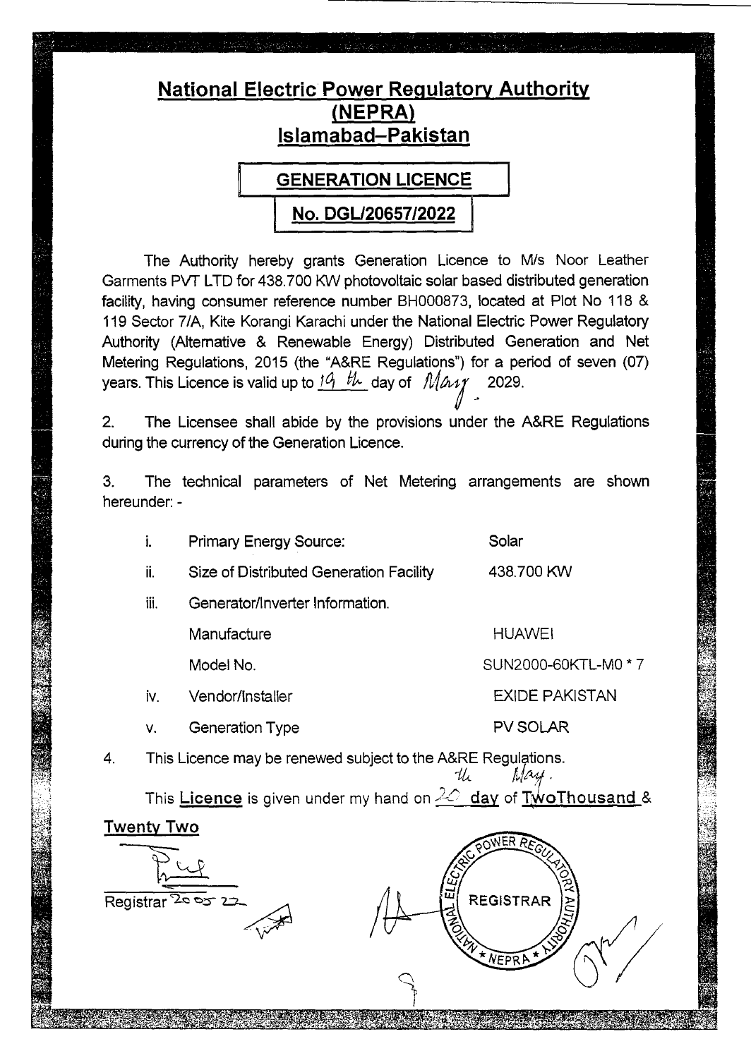# National Electric Power Regulatory Authority (NEPRA) Islamabad–Pakistan

## GENERATION LICENCE

## No. DGL/20657/2022

The Authority hereby grants Generation Licence to M/s Noor Leather Garments PVT LTD for 438.700 KW photovoltaic solar based distributed generation facility, having consumer reference number BH000873, located at Plot No 118 & 119 Sector 7/A, Kite Korangi Karachi under the National Electric Power Regulatory Authority (Alternative & Renewable Energy) Distributed Generation and Net Metering Regulations, 2015 (the "A&RE Regulations") for a period of seven (07) years. This Licence is valid up to 19 th day of May 2029.

2. The Licensee shall abide by the provisions under the A&RE Regulations during the currency of the Generation Licence.

3. The technical parameters of Net Metering arrangements are shown hereunder: -

| | | |
|---|---|---|
| i. | Primary Energy Source: | Solar |
| ii. | Size of Distributed Generation Facility | 438.700 KW |
| iii. | Generator/Inverter Information. | |
| | Manufacture | HUAWEI |
| | Model No. | SUN2000-60KTL-M0 * 7 |
| iv. | Vendor/Installer | EXIDE PAKISTAN |
| v. | Generation Type | PV SOLAR |

4. This Licence may be renewed subject to the A&RE Regulations.

This **Licence** is given under my hand on 20 th **day** of May **TwoThousand** & **Twenty Two**

Registrar 20-05-22

REGISTRAR
NATIONAL ELECTRIC POWER REGULATORY AUTHORITY
NEPRA